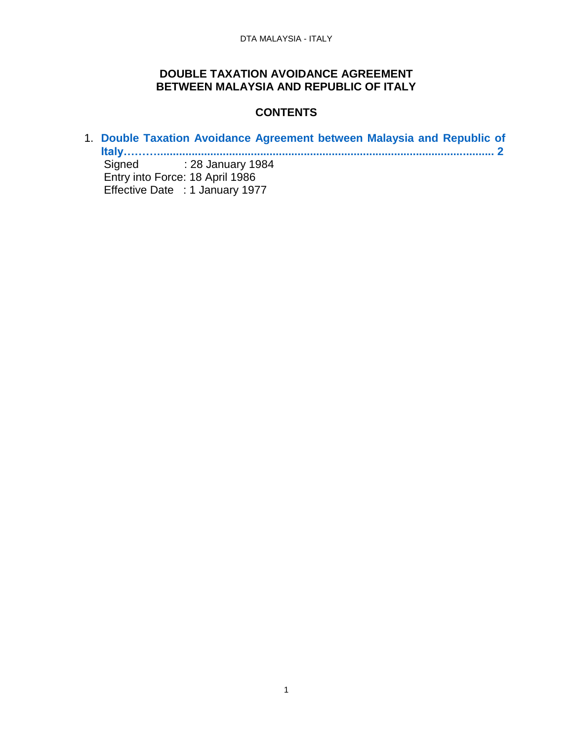# DOUBLE TAXATION AVOIDANCE AGREEMENT BETWEEN MALAYSIA AND REPUBLIC OF ITALY

## CONTENTS

1. **Double Taxation Avoidance Agreement between Malaysia and Republic of Italy……......................................................................................................... 2**
   Signed : 28 January 1984
   Entry into Force: 18 April 1986
   Effective Date : 1 January 1977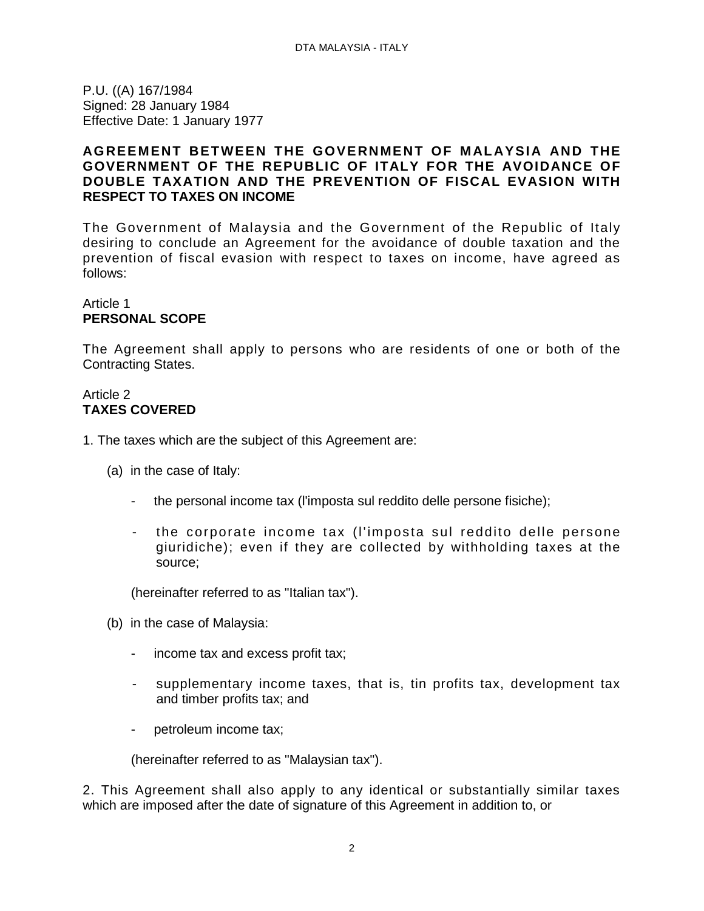P.U. ((A) 167/1984
Signed: 28 January 1984
Effective Date: 1 January 1977

**AGREEMENT BETWEEN THE GOVERNMENT OF MALAYSIA AND THE GOVERNMENT OF THE REPUBLIC OF ITALY FOR THE AVOIDANCE OF DOUBLE TAXATION AND THE PREVENTION OF FISCAL EVASION WITH RESPECT TO TAXES ON INCOME**

The Government of Malaysia and the Government of the Republic of Italy desiring to conclude an Agreement for the avoidance of double taxation and the prevention of fiscal evasion with respect to taxes on income, have agreed as follows:

Article 1
**PERSONAL SCOPE**

The Agreement shall apply to persons who are residents of one or both of the Contracting States.

Article 2
**TAXES COVERED**

1. The taxes which are the subject of this Agreement are:

(a) in the case of Italy:

- the personal income tax (l'imposta sul reddito delle persone fisiche);
- the corporate income tax (l'imposta sul reddito delle persone giuridiche); even if they are collected by withholding taxes at the source;

(hereinafter referred to as "Italian tax").

(b) in the case of Malaysia:

- income tax and excess profit tax;
- supplementary income taxes, that is, tin profits tax, development tax and timber profits tax; and
- petroleum income tax;

(hereinafter referred to as "Malaysian tax").

2. This Agreement shall also apply to any identical or substantially similar taxes which are imposed after the date of signature of this Agreement in addition to, or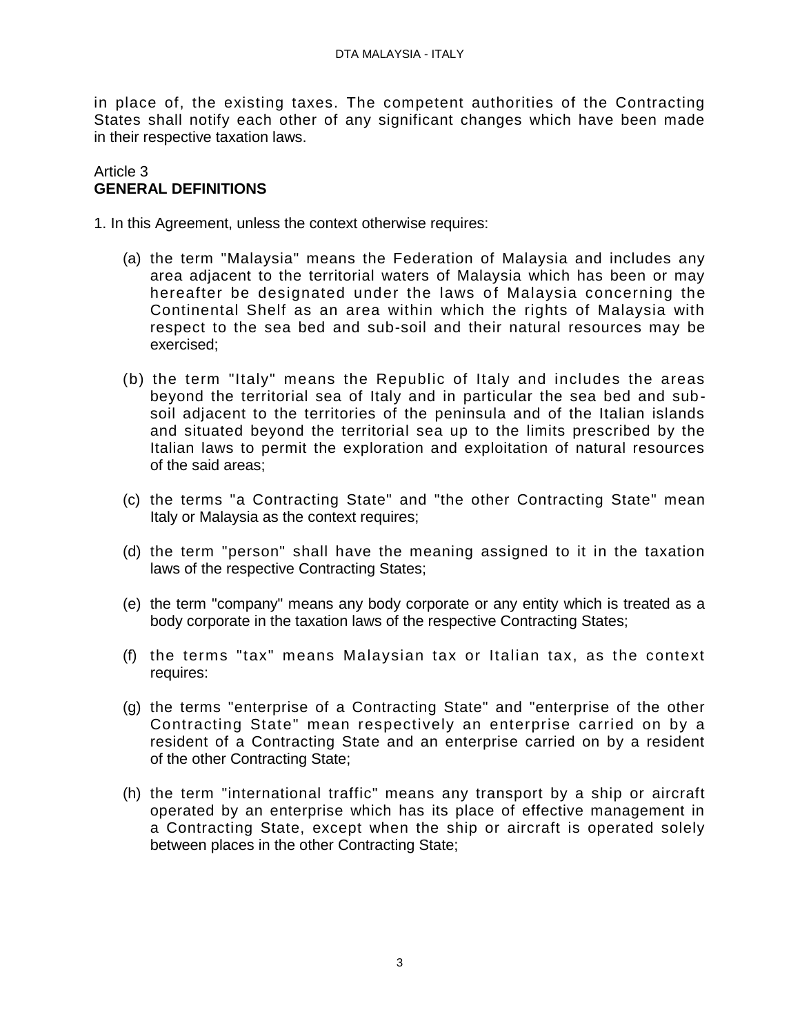in place of, the existing taxes. The competent authorities of the Contracting States shall notify each other of any significant changes which have been made in their respective taxation laws.

## Article 3
## GENERAL DEFINITIONS

1. In this Agreement, unless the context otherwise requires:

(a) the term "Malaysia" means the Federation of Malaysia and includes any area adjacent to the territorial waters of Malaysia which has been or may hereafter be designated under the laws of Malaysia concerning the Continental Shelf as an area within which the rights of Malaysia with respect to the sea bed and sub-soil and their natural resources may be exercised;

(b) the term "Italy" means the Republic of Italy and includes the areas beyond the territorial sea of Italy and in particular the sea bed and sub-soil adjacent to the territories of the peninsula and of the Italian islands and situated beyond the territorial sea up to the limits prescribed by the Italian laws to permit the exploration and exploitation of natural resources of the said areas;

(c) the terms "a Contracting State" and "the other Contracting State" mean Italy or Malaysia as the context requires;

(d) the term "person" shall have the meaning assigned to it in the taxation laws of the respective Contracting States;

(e) the term "company" means any body corporate or any entity which is treated as a body corporate in the taxation laws of the respective Contracting States;

(f) the terms "tax" means Malaysian tax or Italian tax, as the context requires:

(g) the terms "enterprise of a Contracting State" and "enterprise of the other Contracting State" mean respectively an enterprise carried on by a resident of a Contracting State and an enterprise carried on by a resident of the other Contracting State;

(h) the term "international traffic" means any transport by a ship or aircraft operated by an enterprise which has its place of effective management in a Contracting State, except when the ship or aircraft is operated solely between places in the other Contracting State;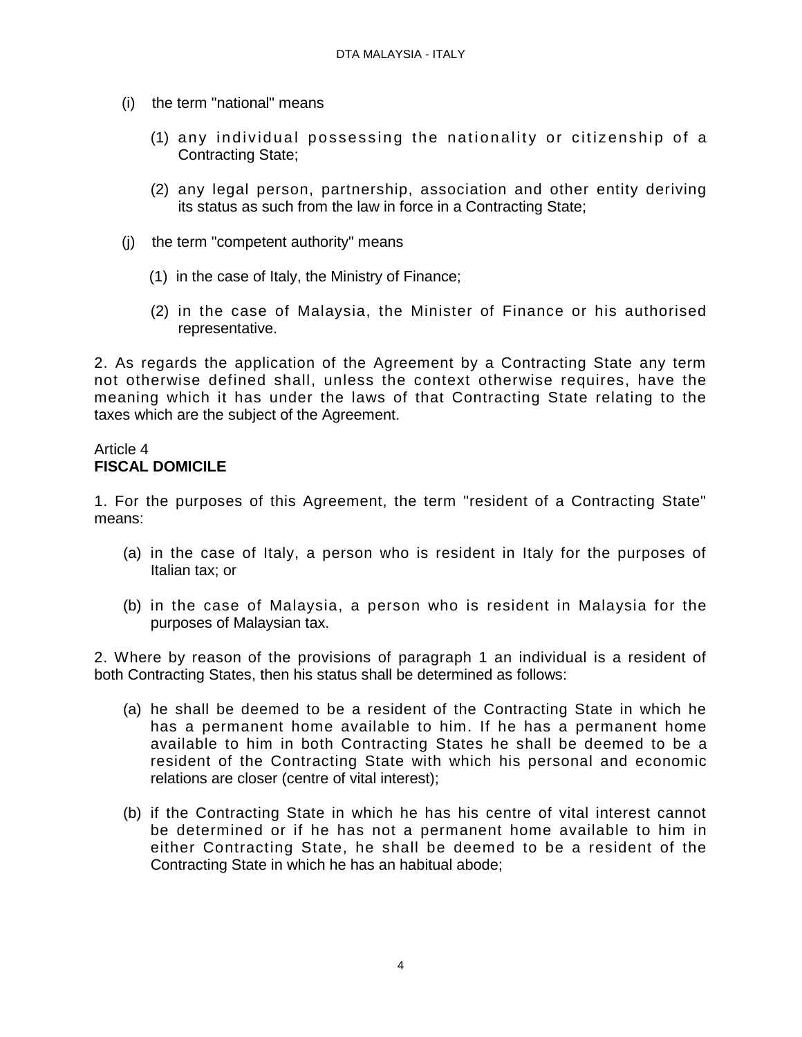(i) the term "national" means

(1) any individual possessing the nationality or citizenship of a Contracting State;

(2) any legal person, partnership, association and other entity deriving its status as such from the law in force in a Contracting State;

(j) the term "competent authority" means

(1) in the case of Italy, the Ministry of Finance;

(2) in the case of Malaysia, the Minister of Finance or his authorised representative.

2. As regards the application of the Agreement by a Contracting State any term not otherwise defined shall, unless the context otherwise requires, have the meaning which it has under the laws of that Contracting State relating to the taxes which are the subject of the Agreement.

Article 4
**FISCAL DOMICILE**

1. For the purposes of this Agreement, the term "resident of a Contracting State" means:

(a) in the case of Italy, a person who is resident in Italy for the purposes of Italian tax; or

(b) in the case of Malaysia, a person who is resident in Malaysia for the purposes of Malaysian tax.

2. Where by reason of the provisions of paragraph 1 an individual is a resident of both Contracting States, then his status shall be determined as follows:

(a) he shall be deemed to be a resident of the Contracting State in which he has a permanent home available to him. If he has a permanent home available to him in both Contracting States he shall be deemed to be a resident of the Contracting State with which his personal and economic relations are closer (centre of vital interest);

(b) if the Contracting State in which he has his centre of vital interest cannot be determined or if he has not a permanent home available to him in either Contracting State, he shall be deemed to be a resident of the Contracting State in which he has an habitual abode;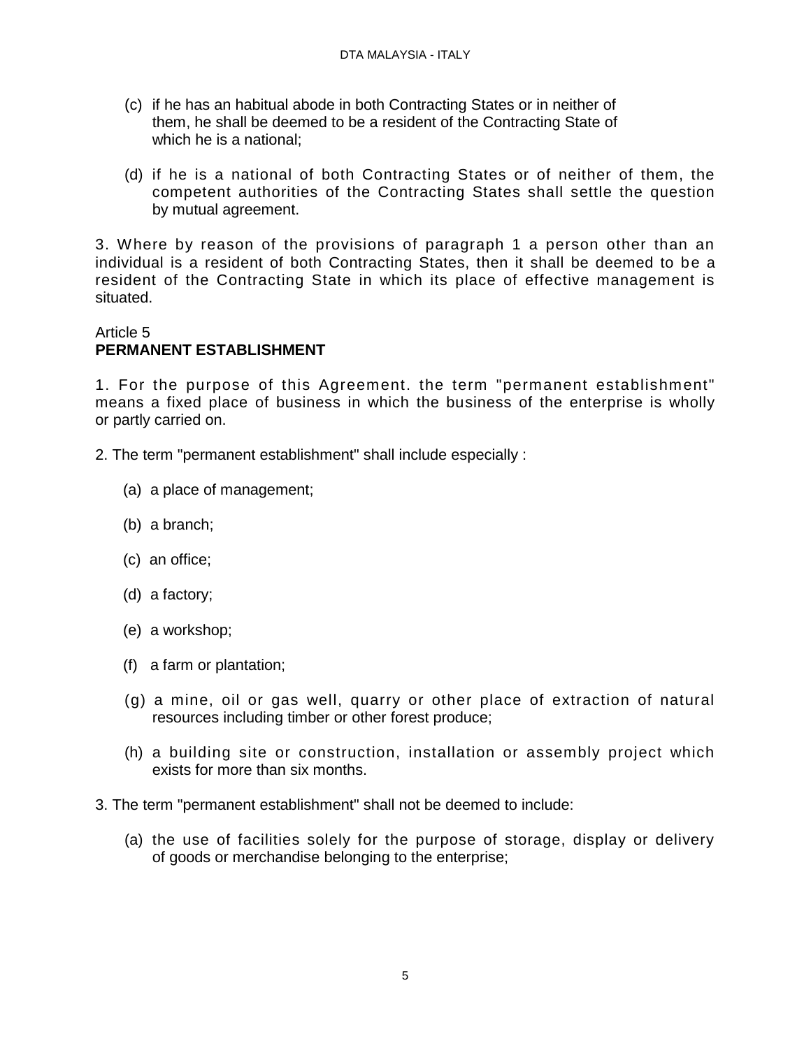(c) if he has an habitual abode in both Contracting States or in neither of them, he shall be deemed to be a resident of the Contracting State of which he is a national;

(d) if he is a national of both Contracting States or of neither of them, the competent authorities of the Contracting States shall settle the question by mutual agreement.

3. Where by reason of the provisions of paragraph 1 a person other than an individual is a resident of both Contracting States, then it shall be deemed to be a resident of the Contracting State in which its place of effective management is situated.

Article 5
**PERMANENT ESTABLISHMENT**

1. For the purpose of this Agreement. the term "permanent establishment" means a fixed place of business in which the business of the enterprise is wholly or partly carried on.

2. The term "permanent establishment" shall include especially :

(a) a place of management;

(b) a branch;

(c) an office;

(d) a factory;

(e) a workshop;

(f) a farm or plantation;

(g) a mine, oil or gas well, quarry or other place of extraction of natural resources including timber or other forest produce;

(h) a building site or construction, installation or assembly project which exists for more than six months.

3. The term "permanent establishment" shall not be deemed to include:

(a) the use of facilities solely for the purpose of storage, display or delivery of goods or merchandise belonging to the enterprise;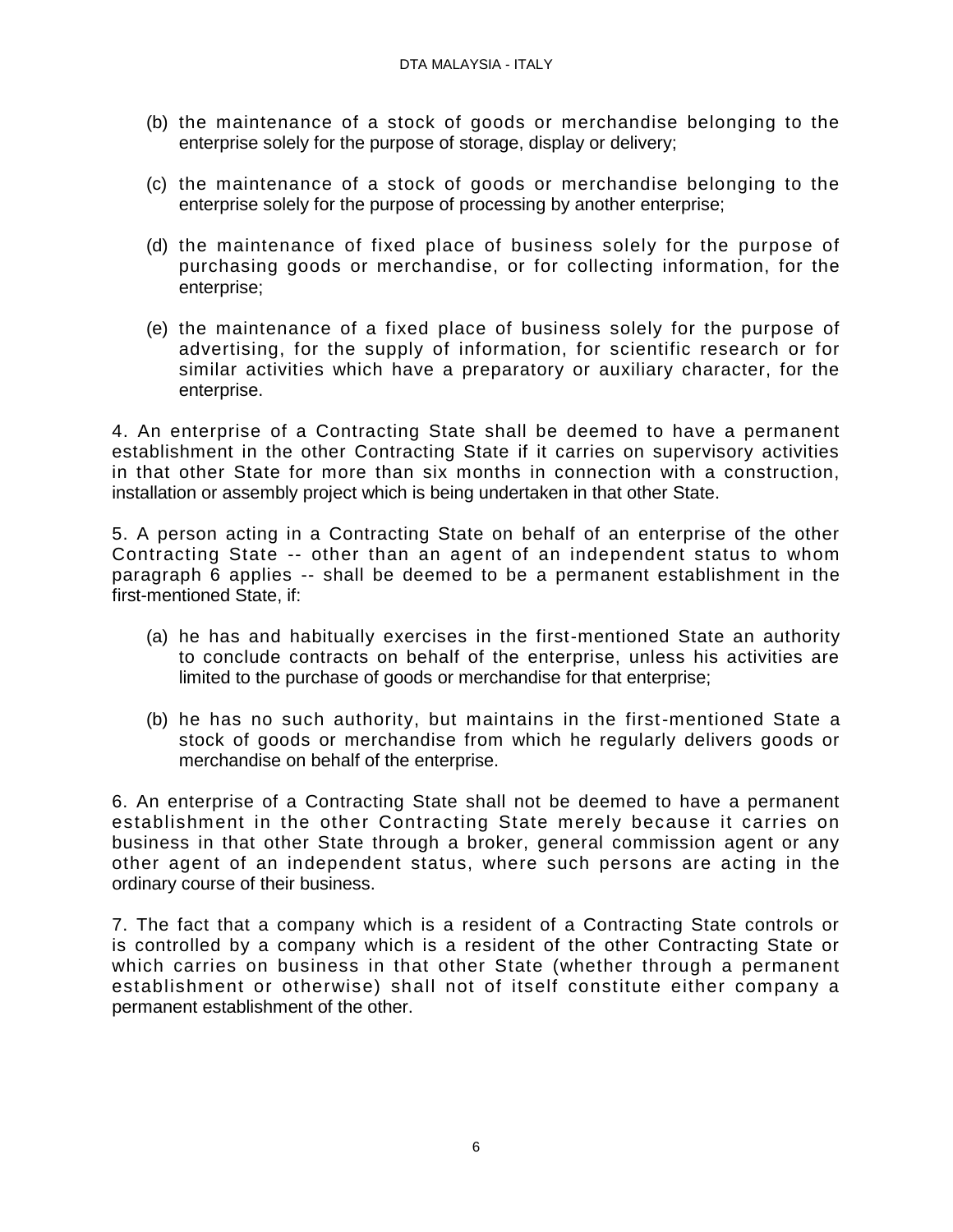(b) the maintenance of a stock of goods or merchandise belonging to the enterprise solely for the purpose of storage, display or delivery;

(c) the maintenance of a stock of goods or merchandise belonging to the enterprise solely for the purpose of processing by another enterprise;

(d) the maintenance of fixed place of business solely for the purpose of purchasing goods or merchandise, or for collecting information, for the enterprise;

(e) the maintenance of a fixed place of business solely for the purpose of advertising, for the supply of information, for scientific research or for similar activities which have a preparatory or auxiliary character, for the enterprise.

4. An enterprise of a Contracting State shall be deemed to have a permanent establishment in the other Contracting State if it carries on supervisory activities in that other State for more than six months in connection with a construction, installation or assembly project which is being undertaken in that other State.

5. A person acting in a Contracting State on behalf of an enterprise of the other Contracting State -- other than an agent of an independent status to whom paragraph 6 applies -- shall be deemed to be a permanent establishment in the first-mentioned State, if:

(a) he has and habitually exercises in the first-mentioned State an authority to conclude contracts on behalf of the enterprise, unless his activities are limited to the purchase of goods or merchandise for that enterprise;

(b) he has no such authority, but maintains in the first-mentioned State a stock of goods or merchandise from which he regularly delivers goods or merchandise on behalf of the enterprise.

6. An enterprise of a Contracting State shall not be deemed to have a permanent establishment in the other Contracting State merely because it carries on business in that other State through a broker, general commission agent or any other agent of an independent status, where such persons are acting in the ordinary course of their business.

7. The fact that a company which is a resident of a Contracting State controls or is controlled by a company which is a resident of the other Contracting State or which carries on business in that other State (whether through a permanent establishment or otherwise) shall not of itself constitute either company a permanent establishment of the other.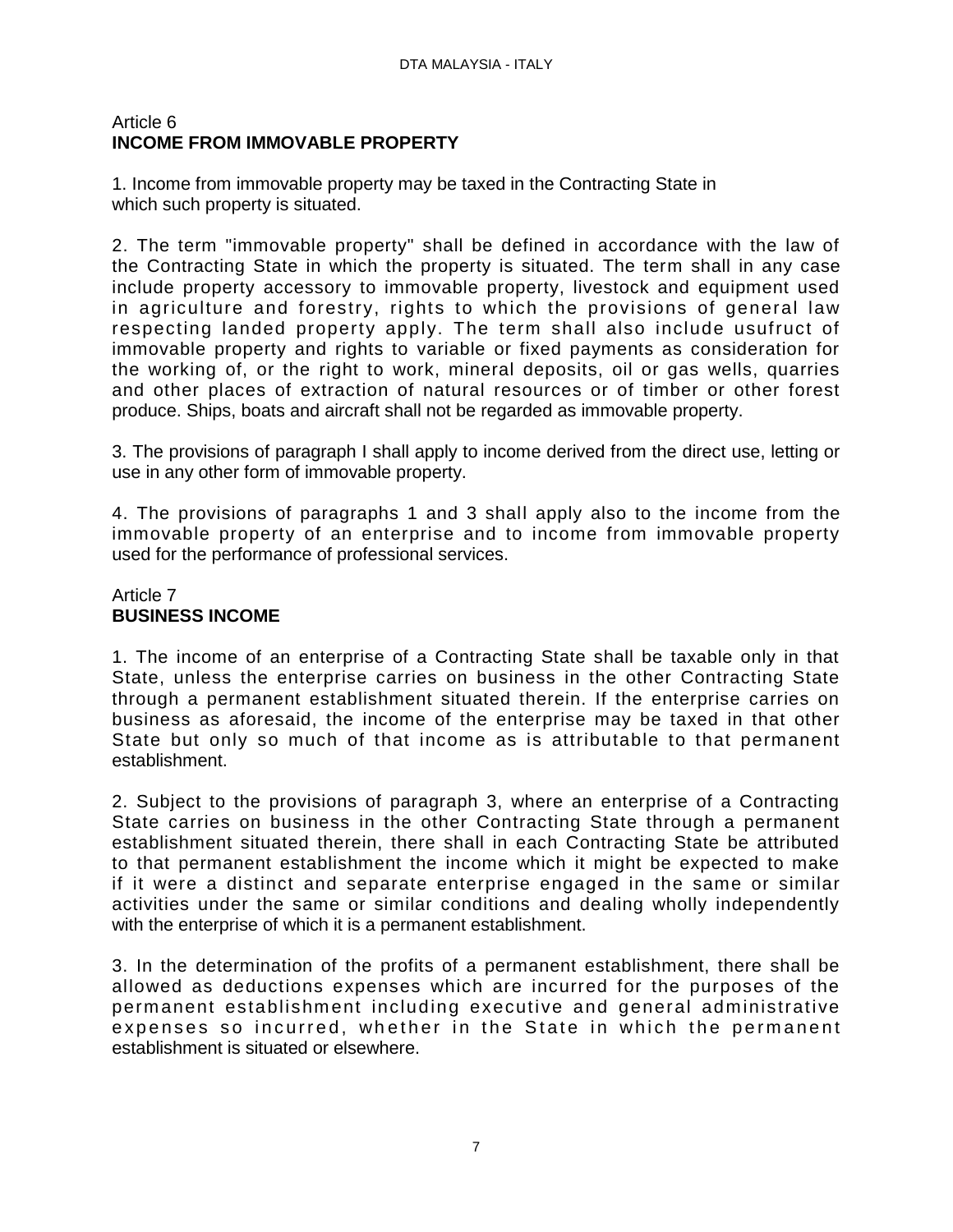## Article 6
## INCOME FROM IMMOVABLE PROPERTY

1. Income from immovable property may be taxed in the Contracting State in which such property is situated.

2. The term "immovable property" shall be defined in accordance with the law of the Contracting State in which the property is situated. The term shall in any case include property accessory to immovable property, livestock and equipment used in agriculture and forestry, rights to which the provisions of general law respecting landed property apply. The term shall also include usufruct of immovable property and rights to variable or fixed payments as consideration for the working of, or the right to work, mineral deposits, oil or gas wells, quarries and other places of extraction of natural resources or of timber or other forest produce. Ships, boats and aircraft shall not be regarded as immovable property.

3. The provisions of paragraph I shall apply to income derived from the direct use, letting or use in any other form of immovable property.

4. The provisions of paragraphs 1 and 3 shall apply also to the income from the immovable property of an enterprise and to income from immovable property used for the performance of professional services.

## Article 7
## BUSINESS INCOME

1. The income of an enterprise of a Contracting State shall be taxable only in that State, unless the enterprise carries on business in the other Contracting State through a permanent establishment situated therein. If the enterprise carries on business as aforesaid, the income of the enterprise may be taxed in that other State but only so much of that income as is attributable to that permanent establishment.

2. Subject to the provisions of paragraph 3, where an enterprise of a Contracting State carries on business in the other Contracting State through a permanent establishment situated therein, there shall in each Contracting State be attributed to that permanent establishment the income which it might be expected to make if it were a distinct and separate enterprise engaged in the same or similar activities under the same or similar conditions and dealing wholly independently with the enterprise of which it is a permanent establishment.

3. In the determination of the profits of a permanent establishment, there shall be allowed as deductions expenses which are incurred for the purposes of the permanent establishment including executive and general administrative expenses so incurred, whether in the State in which the permanent establishment is situated or elsewhere.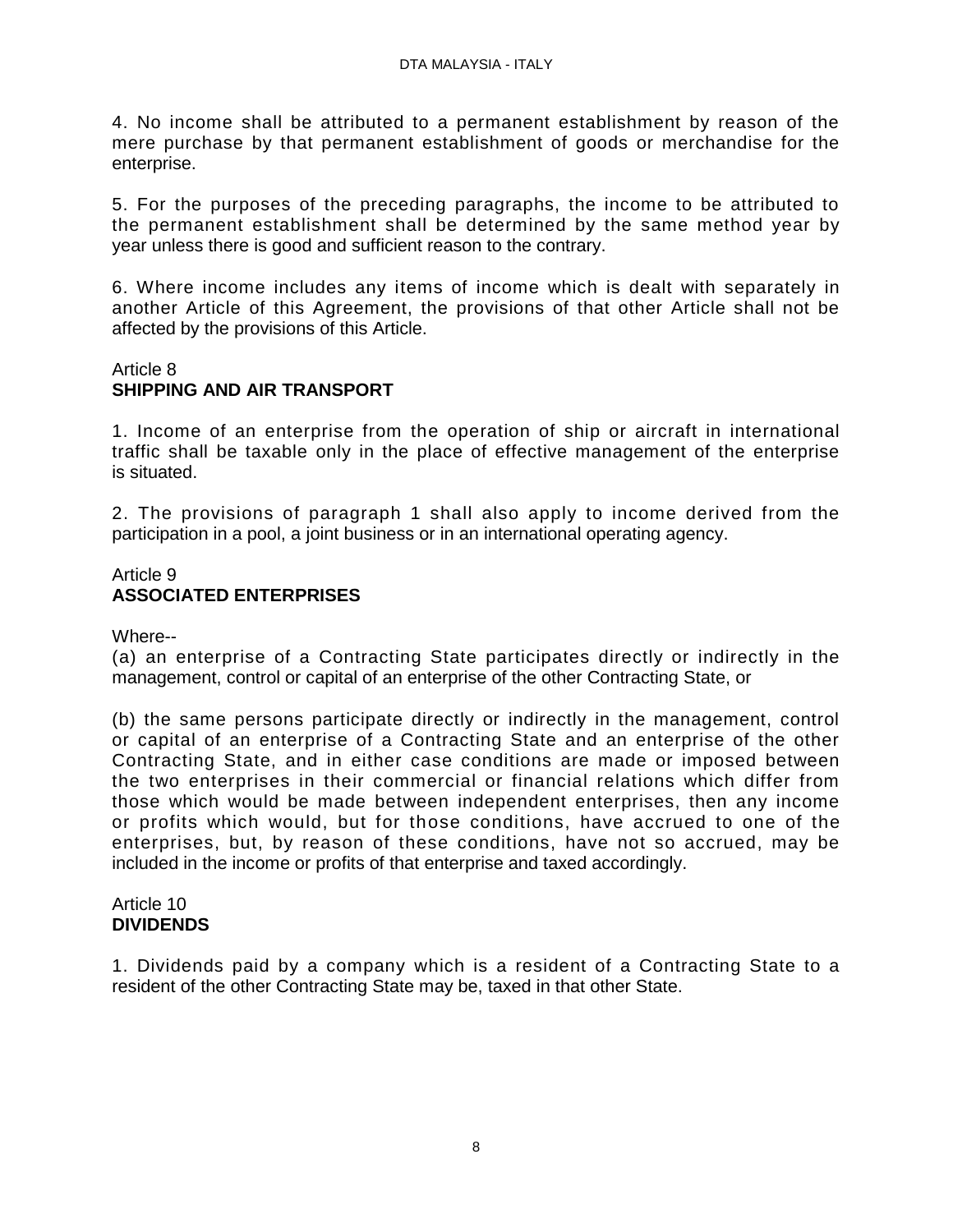4. No income shall be attributed to a permanent establishment by reason of the mere purchase by that permanent establishment of goods or merchandise for the enterprise.

5. For the purposes of the preceding paragraphs, the income to be attributed to the permanent establishment shall be determined by the same method year by year unless there is good and sufficient reason to the contrary.

6. Where income includes any items of income which is dealt with separately in another Article of this Agreement, the provisions of that other Article shall not be affected by the provisions of this Article.

Article 8
**SHIPPING AND AIR TRANSPORT**

1. Income of an enterprise from the operation of ship or aircraft in international traffic shall be taxable only in the place of effective management of the enterprise is situated.

2. The provisions of paragraph 1 shall also apply to income derived from the participation in a pool, a joint business or in an international operating agency.

Article 9
**ASSOCIATED ENTERPRISES**

Where--
(a) an enterprise of a Contracting State participates directly or indirectly in the management, control or capital of an enterprise of the other Contracting State, or

(b) the same persons participate directly or indirectly in the management, control or capital of an enterprise of a Contracting State and an enterprise of the other Contracting State, and in either case conditions are made or imposed between the two enterprises in their commercial or financial relations which differ from those which would be made between independent enterprises, then any income or profits which would, but for those conditions, have accrued to one of the enterprises, but, by reason of these conditions, have not so accrued, may be included in the income or profits of that enterprise and taxed accordingly.

Article 10
**DIVIDENDS**

1. Dividends paid by a company which is a resident of a Contracting State to a resident of the other Contracting State may be, taxed in that other State.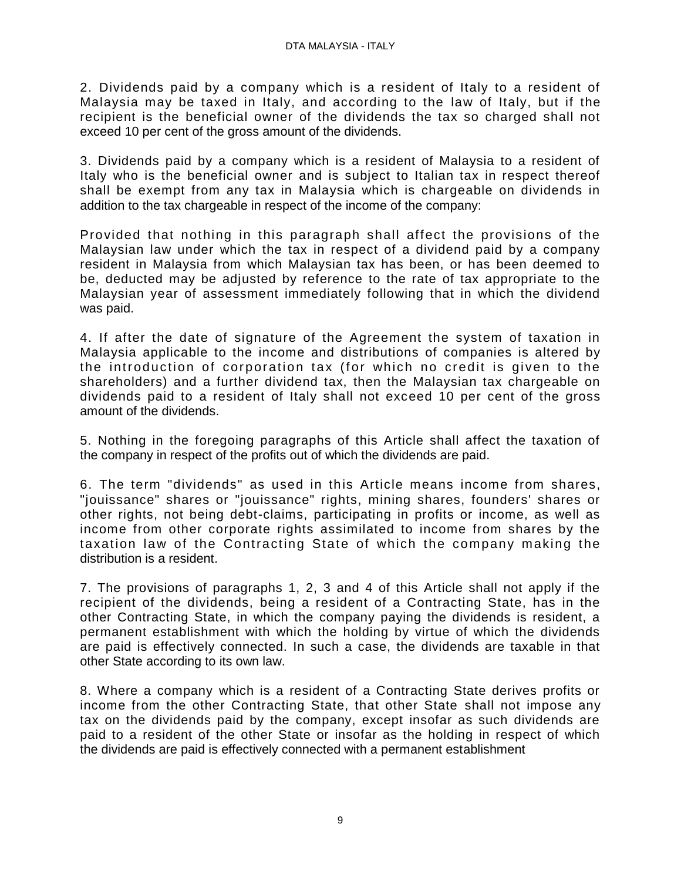2. Dividends paid by a company which is a resident of Italy to a resident of Malaysia may be taxed in Italy, and according to the law of Italy, but if the recipient is the beneficial owner of the dividends the tax so charged shall not exceed 10 per cent of the gross amount of the dividends.

3. Dividends paid by a company which is a resident of Malaysia to a resident of Italy who is the beneficial owner and is subject to Italian tax in respect thereof shall be exempt from any tax in Malaysia which is chargeable on dividends in addition to the tax chargeable in respect of the income of the company:

Provided that nothing in this paragraph shall affect the provisions of the Malaysian law under which the tax in respect of a dividend paid by a company resident in Malaysia from which Malaysian tax has been, or has been deemed to be, deducted may be adjusted by reference to the rate of tax appropriate to the Malaysian year of assessment immediately following that in which the dividend was paid.

4. If after the date of signature of the Agreement the system of taxation in Malaysia applicable to the income and distributions of companies is altered by the introduction of corporation tax (for which no credit is given to the shareholders) and a further dividend tax, then the Malaysian tax chargeable on dividends paid to a resident of Italy shall not exceed 10 per cent of the gross amount of the dividends.

5. Nothing in the foregoing paragraphs of this Article shall affect the taxation of the company in respect of the profits out of which the dividends are paid.

6. The term "dividends" as used in this Article means income from shares, "jouissance" shares or "jouissance" rights, mining shares, founders' shares or other rights, not being debt-claims, participating in profits or income, as well as income from other corporate rights assimilated to income from shares by the taxation law of the Contracting State of which the company making the distribution is a resident.

7. The provisions of paragraphs 1, 2, 3 and 4 of this Article shall not apply if the recipient of the dividends, being a resident of a Contracting State, has in the other Contracting State, in which the company paying the dividends is resident, a permanent establishment with which the holding by virtue of which the dividends are paid is effectively connected. In such a case, the dividends are taxable in that other State according to its own law.

8. Where a company which is a resident of a Contracting State derives profits or income from the other Contracting State, that other State shall not impose any tax on the dividends paid by the company, except insofar as such dividends are paid to a resident of the other State or insofar as the holding in respect of which the dividends are paid is effectively connected with a permanent establishment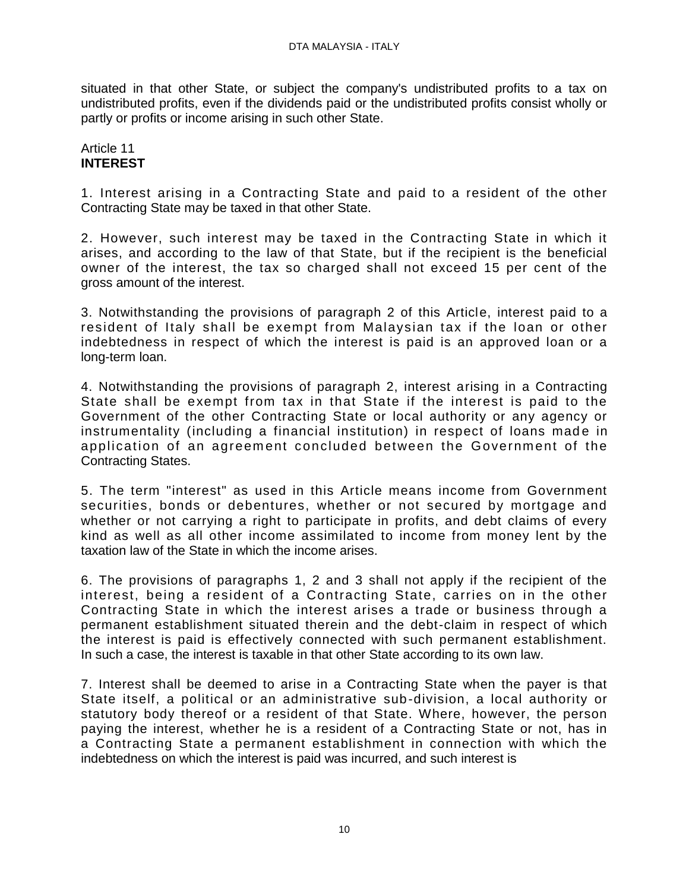situated in that other State, or subject the company's undistributed profits to a tax on undistributed profits, even if the dividends paid or the undistributed profits consist wholly or partly or profits or income arising in such other State.

Article 11
**INTEREST**

1. Interest arising in a Contracting State and paid to a resident of the other Contracting State may be taxed in that other State.

2. However, such interest may be taxed in the Contracting State in which it arises, and according to the law of that State, but if the recipient is the beneficial owner of the interest, the tax so charged shall not exceed 15 per cent of the gross amount of the interest.

3. Notwithstanding the provisions of paragraph 2 of this Article, interest paid to a resident of Italy shall be exempt from Malaysian tax if the loan or other indebtedness in respect of which the interest is paid is an approved loan or a long-term loan.

4. Notwithstanding the provisions of paragraph 2, interest arising in a Contracting State shall be exempt from tax in that State if the interest is paid to the Government of the other Contracting State or local authority or any agency or instrumentality (including a financial institution) in respect of loans made in application of an agreement concluded between the Government of the Contracting States.

5. The term "interest" as used in this Article means income from Government securities, bonds or debentures, whether or not secured by mortgage and whether or not carrying a right to participate in profits, and debt claims of every kind as well as all other income assimilated to income from money lent by the taxation law of the State in which the income arises.

6. The provisions of paragraphs 1, 2 and 3 shall not apply if the recipient of the interest, being a resident of a Contracting State, carries on in the other Contracting State in which the interest arises a trade or business through a permanent establishment situated therein and the debt-claim in respect of which the interest is paid is effectively connected with such permanent establishment. In such a case, the interest is taxable in that other State according to its own law.

7. Interest shall be deemed to arise in a Contracting State when the payer is that State itself, a political or an administrative sub-division, a local authority or statutory body thereof or a resident of that State. Where, however, the person paying the interest, whether he is a resident of a Contracting State or not, has in a Contracting State a permanent establishment in connection with which the indebtedness on which the interest is paid was incurred, and such interest is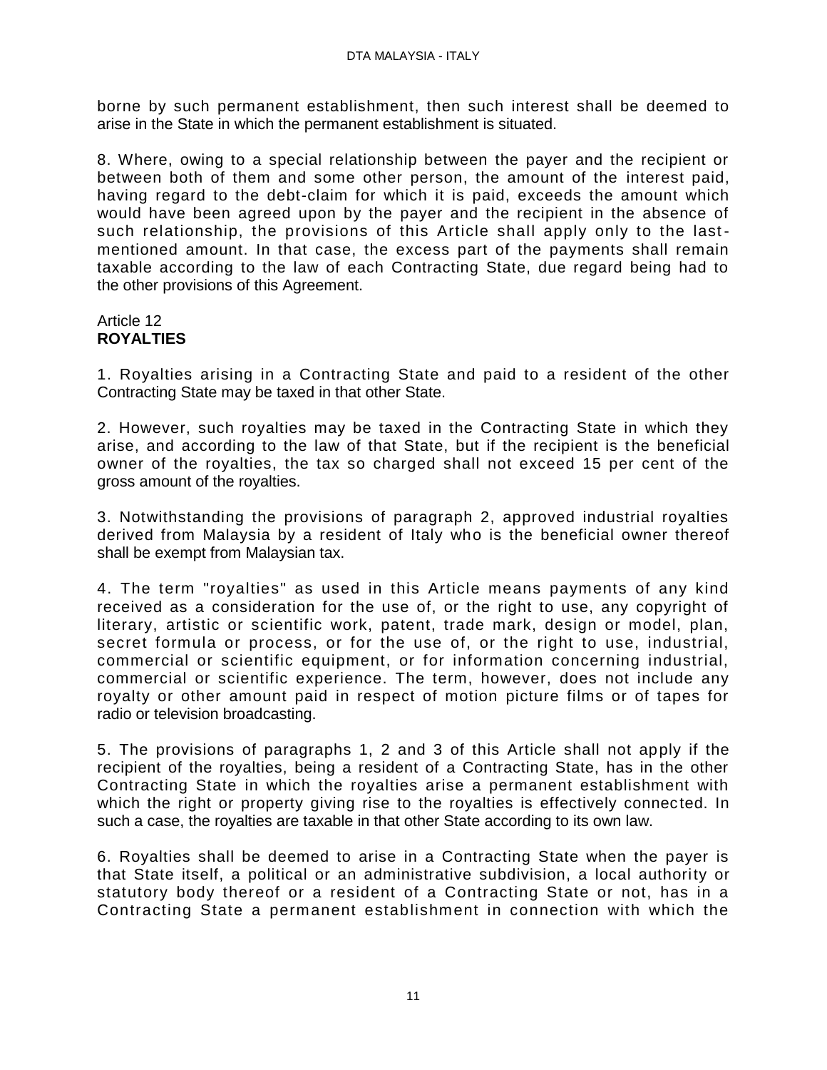borne by such permanent establishment, then such interest shall be deemed to arise in the State in which the permanent establishment is situated.

8. Where, owing to a special relationship between the payer and the recipient or between both of them and some other person, the amount of the interest paid, having regard to the debt-claim for which it is paid, exceeds the amount which would have been agreed upon by the payer and the recipient in the absence of such relationship, the provisions of this Article shall apply only to the last-mentioned amount. In that case, the excess part of the payments shall remain taxable according to the law of each Contracting State, due regard being had to the other provisions of this Agreement.

Article 12
**ROYALTIES**

1. Royalties arising in a Contracting State and paid to a resident of the other Contracting State may be taxed in that other State.

2. However, such royalties may be taxed in the Contracting State in which they arise, and according to the law of that State, but if the recipient is the beneficial owner of the royalties, the tax so charged shall not exceed 15 per cent of the gross amount of the royalties.

3. Notwithstanding the provisions of paragraph 2, approved industrial royalties derived from Malaysia by a resident of Italy who is the beneficial owner thereof shall be exempt from Malaysian tax.

4. The term "royalties" as used in this Article means payments of any kind received as a consideration for the use of, or the right to use, any copyright of literary, artistic or scientific work, patent, trade mark, design or model, plan, secret formula or process, or for the use of, or the right to use, industrial, commercial or scientific equipment, or for information concerning industrial, commercial or scientific experience. The term, however, does not include any royalty or other amount paid in respect of motion picture films or of tapes for radio or television broadcasting.

5. The provisions of paragraphs 1, 2 and 3 of this Article shall not apply if the recipient of the royalties, being a resident of a Contracting State, has in the other Contracting State in which the royalties arise a permanent establishment with which the right or property giving rise to the royalties is effectively connected. In such a case, the royalties are taxable in that other State according to its own law.

6. Royalties shall be deemed to arise in a Contracting State when the payer is that State itself, a political or an administrative subdivision, a local authority or statutory body thereof or a resident of a Contracting State or not, has in a Contracting State a permanent establishment in connection with which the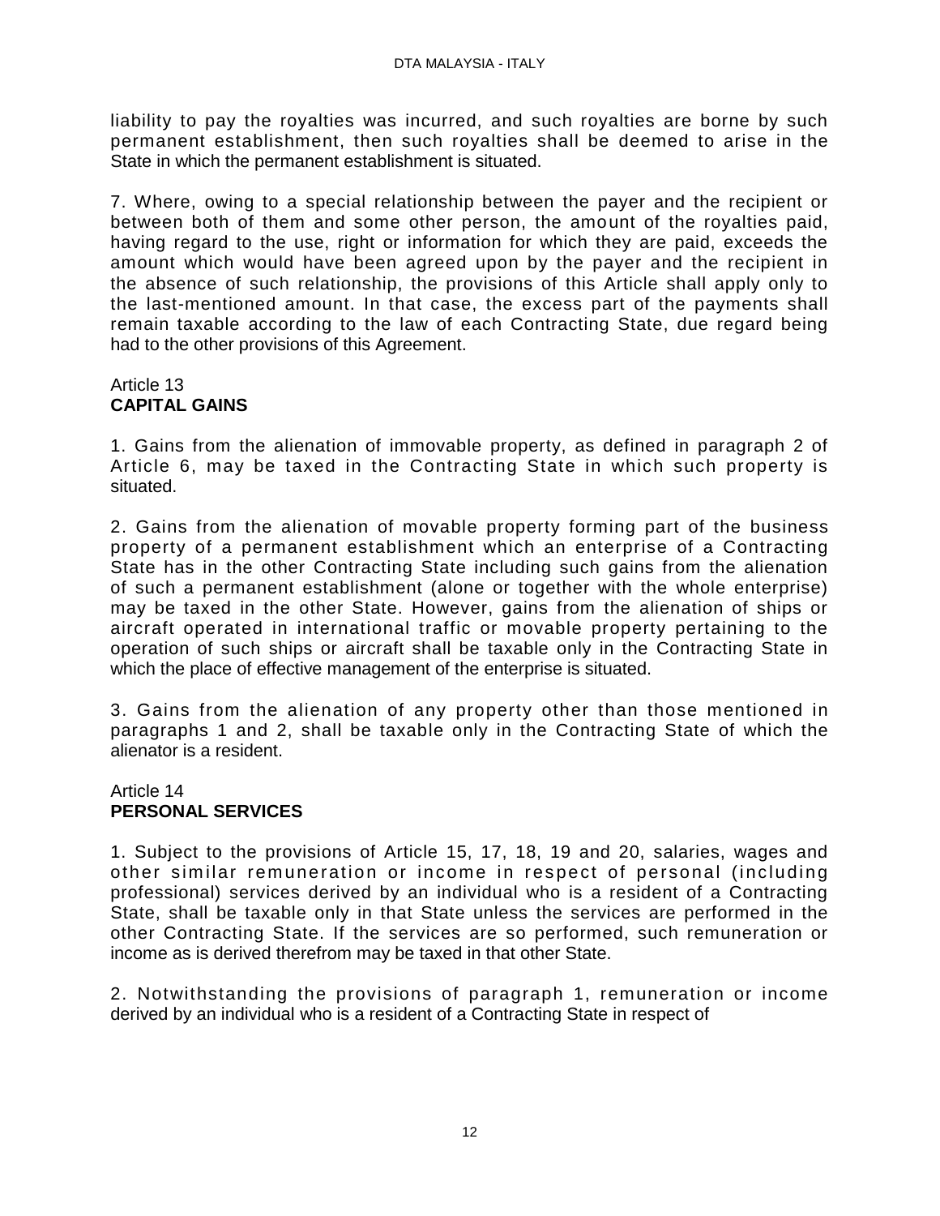liability to pay the royalties was incurred, and such royalties are borne by such permanent establishment, then such royalties shall be deemed to arise in the State in which the permanent establishment is situated.

7. Where, owing to a special relationship between the payer and the recipient or between both of them and some other person, the amount of the royalties paid, having regard to the use, right or information for which they are paid, exceeds the amount which would have been agreed upon by the payer and the recipient in the absence of such relationship, the provisions of this Article shall apply only to the last-mentioned amount. In that case, the excess part of the payments shall remain taxable according to the law of each Contracting State, due regard being had to the other provisions of this Agreement.

## Article 13
## **CAPITAL GAINS**

1. Gains from the alienation of immovable property, as defined in paragraph 2 of Article 6, may be taxed in the Contracting State in which such property is situated.

2. Gains from the alienation of movable property forming part of the business property of a permanent establishment which an enterprise of a Contracting State has in the other Contracting State including such gains from the alienation of such a permanent establishment (alone or together with the whole enterprise) may be taxed in the other State. However, gains from the alienation of ships or aircraft operated in international traffic or movable property pertaining to the operation of such ships or aircraft shall be taxable only in the Contracting State in which the place of effective management of the enterprise is situated.

3. Gains from the alienation of any property other than those mentioned in paragraphs 1 and 2, shall be taxable only in the Contracting State of which the alienator is a resident.

## Article 14
## **PERSONAL SERVICES**

1. Subject to the provisions of Article 15, 17, 18, 19 and 20, salaries, wages and other similar remuneration or income in respect of personal (including professional) services derived by an individual who is a resident of a Contracting State, shall be taxable only in that State unless the services are performed in the other Contracting State. If the services are so performed, such remuneration or income as is derived therefrom may be taxed in that other State.

2. Notwithstanding the provisions of paragraph 1, remuneration or income derived by an individual who is a resident of a Contracting State in respect of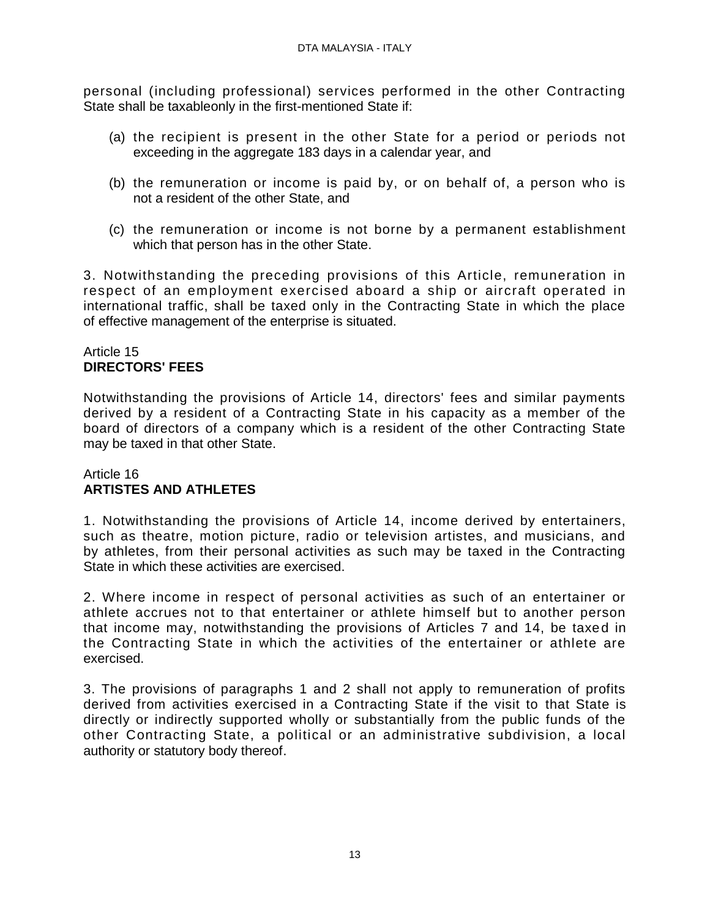personal (including professional) services performed in the other Contracting State shall be taxableonly in the first-mentioned State if:

(a) the recipient is present in the other State for a period or periods not exceeding in the aggregate 183 days in a calendar year, and

(b) the remuneration or income is paid by, or on behalf of, a person who is not a resident of the other State, and

(c) the remuneration or income is not borne by a permanent establishment which that person has in the other State.

3. Notwithstanding the preceding provisions of this Article, remuneration in respect of an employment exercised aboard a ship or aircraft operated in international traffic, shall be taxed only in the Contracting State in which the place of effective management of the enterprise is situated.

Article 15
**DIRECTORS' FEES**

Notwithstanding the provisions of Article 14, directors' fees and similar payments derived by a resident of a Contracting State in his capacity as a member of the board of directors of a company which is a resident of the other Contracting State may be taxed in that other State.

Article 16
**ARTISTES AND ATHLETES**

1. Notwithstanding the provisions of Article 14, income derived by entertainers, such as theatre, motion picture, radio or television artistes, and musicians, and by athletes, from their personal activities as such may be taxed in the Contracting State in which these activities are exercised.

2. Where income in respect of personal activities as such of an entertainer or athlete accrues not to that entertainer or athlete himself but to another person that income may, notwithstanding the provisions of Articles 7 and 14, be taxed in the Contracting State in which the activities of the entertainer or athlete are exercised.

3. The provisions of paragraphs 1 and 2 shall not apply to remuneration of profits derived from activities exercised in a Contracting State if the visit to that State is directly or indirectly supported wholly or substantially from the public funds of the other Contracting State, a political or an administrative subdivision, a local authority or statutory body thereof.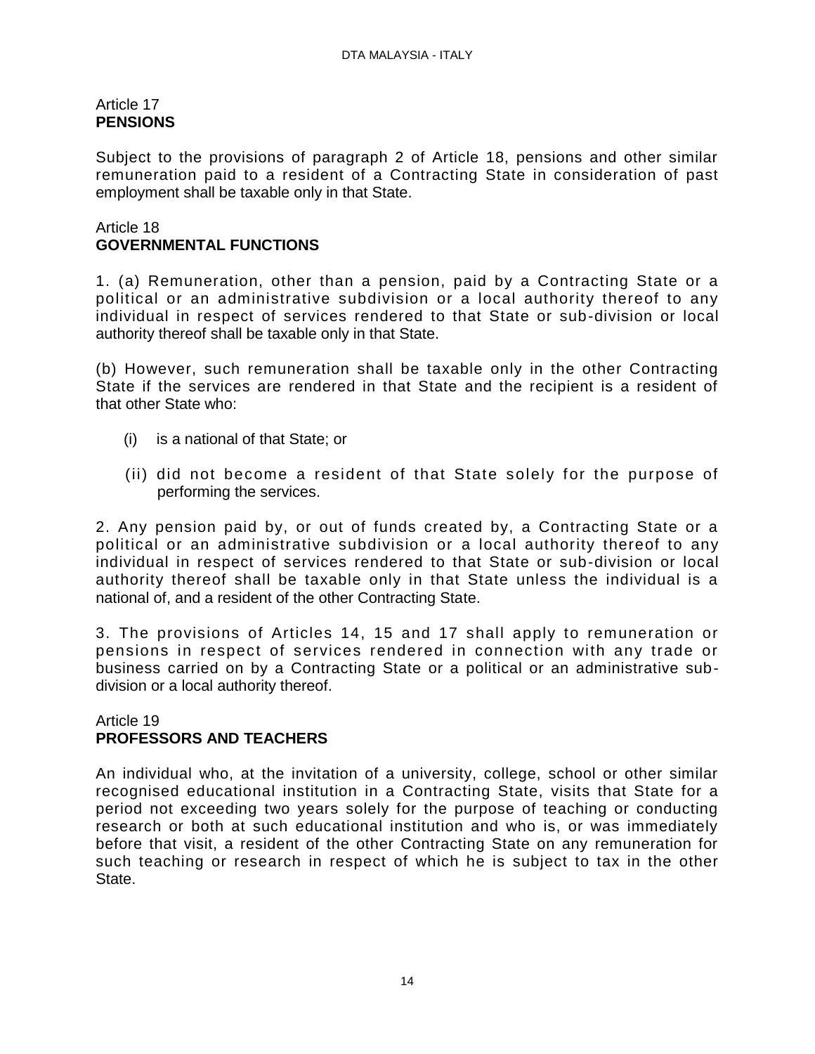Article 17
**PENSIONS**

Subject to the provisions of paragraph 2 of Article 18, pensions and other similar remuneration paid to a resident of a Contracting State in consideration of past employment shall be taxable only in that State.

Article 18
**GOVERNMENTAL FUNCTIONS**

1. (a) Remuneration, other than a pension, paid by a Contracting State or a political or an administrative subdivision or a local authority thereof to any individual in respect of services rendered to that State or sub-division or local authority thereof shall be taxable only in that State.

(b) However, such remuneration shall be taxable only in the other Contracting State if the services are rendered in that State and the recipient is a resident of that other State who:

(i) is a national of that State; or

(ii) did not become a resident of that State solely for the purpose of performing the services.

2. Any pension paid by, or out of funds created by, a Contracting State or a political or an administrative subdivision or a local authority thereof to any individual in respect of services rendered to that State or sub-division or local authority thereof shall be taxable only in that State unless the individual is a national of, and a resident of the other Contracting State.

3. The provisions of Articles 14, 15 and 17 shall apply to remuneration or pensions in respect of services rendered in connection with any trade or business carried on by a Contracting State or a political or an administrative sub-division or a local authority thereof.

Article 19
**PROFESSORS AND TEACHERS**

An individual who, at the invitation of a university, college, school or other similar recognised educational institution in a Contracting State, visits that State for a period not exceeding two years solely for the purpose of teaching or conducting research or both at such educational institution and who is, or was immediately before that visit, a resident of the other Contracting State on any remuneration for such teaching or research in respect of which he is subject to tax in the other State.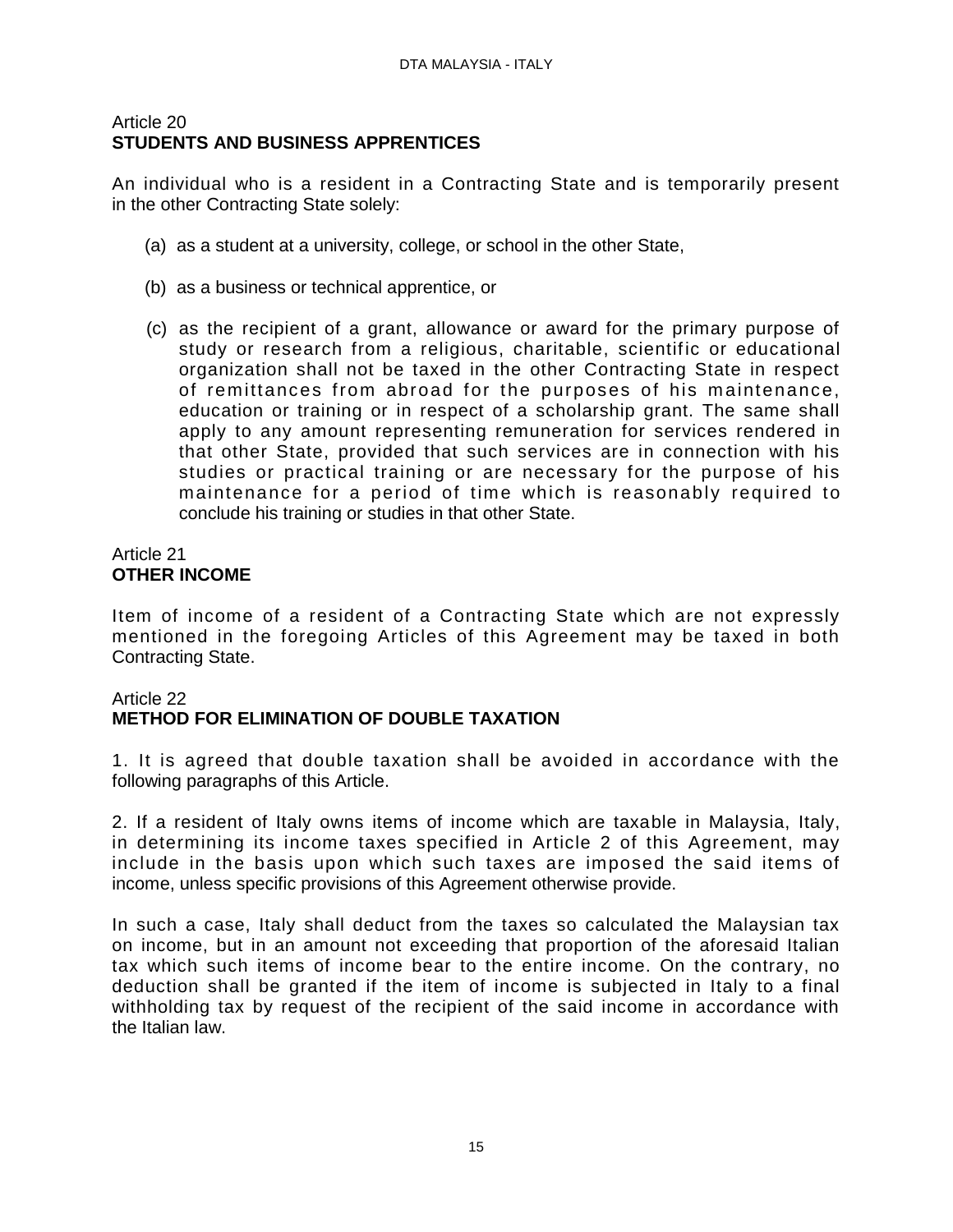Article 20
**STUDENTS AND BUSINESS APPRENTICES**

An individual who is a resident in a Contracting State and is temporarily present in the other Contracting State solely:

(a) as a student at a university, college, or school in the other State,

(b) as a business or technical apprentice, or

(c) as the recipient of a grant, allowance or award for the primary purpose of study or research from a religious, charitable, scientific or educational organization shall not be taxed in the other Contracting State in respect of remittances from abroad for the purposes of his maintenance, education or training or in respect of a scholarship grant. The same shall apply to any amount representing remuneration for services rendered in that other State, provided that such services are in connection with his studies or practical training or are necessary for the purpose of his maintenance for a period of time which is reasonably required to conclude his training or studies in that other State.

Article 21
**OTHER INCOME**

Item of income of a resident of a Contracting State which are not expressly mentioned in the foregoing Articles of this Agreement may be taxed in both Contracting State.

Article 22
**METHOD FOR ELIMINATION OF DOUBLE TAXATION**

1. It is agreed that double taxation shall be avoided in accordance with the following paragraphs of this Article.

2. If a resident of Italy owns items of income which are taxable in Malaysia, Italy, in determining its income taxes specified in Article 2 of this Agreement, may include in the basis upon which such taxes are imposed the said items of income, unless specific provisions of this Agreement otherwise provide.

In such a case, Italy shall deduct from the taxes so calculated the Malaysian tax on income, but in an amount not exceeding that proportion of the aforesaid Italian tax which such items of income bear to the entire income. On the contrary, no deduction shall be granted if the item of income is subjected in Italy to a final withholding tax by request of the recipient of the said income in accordance with the Italian law.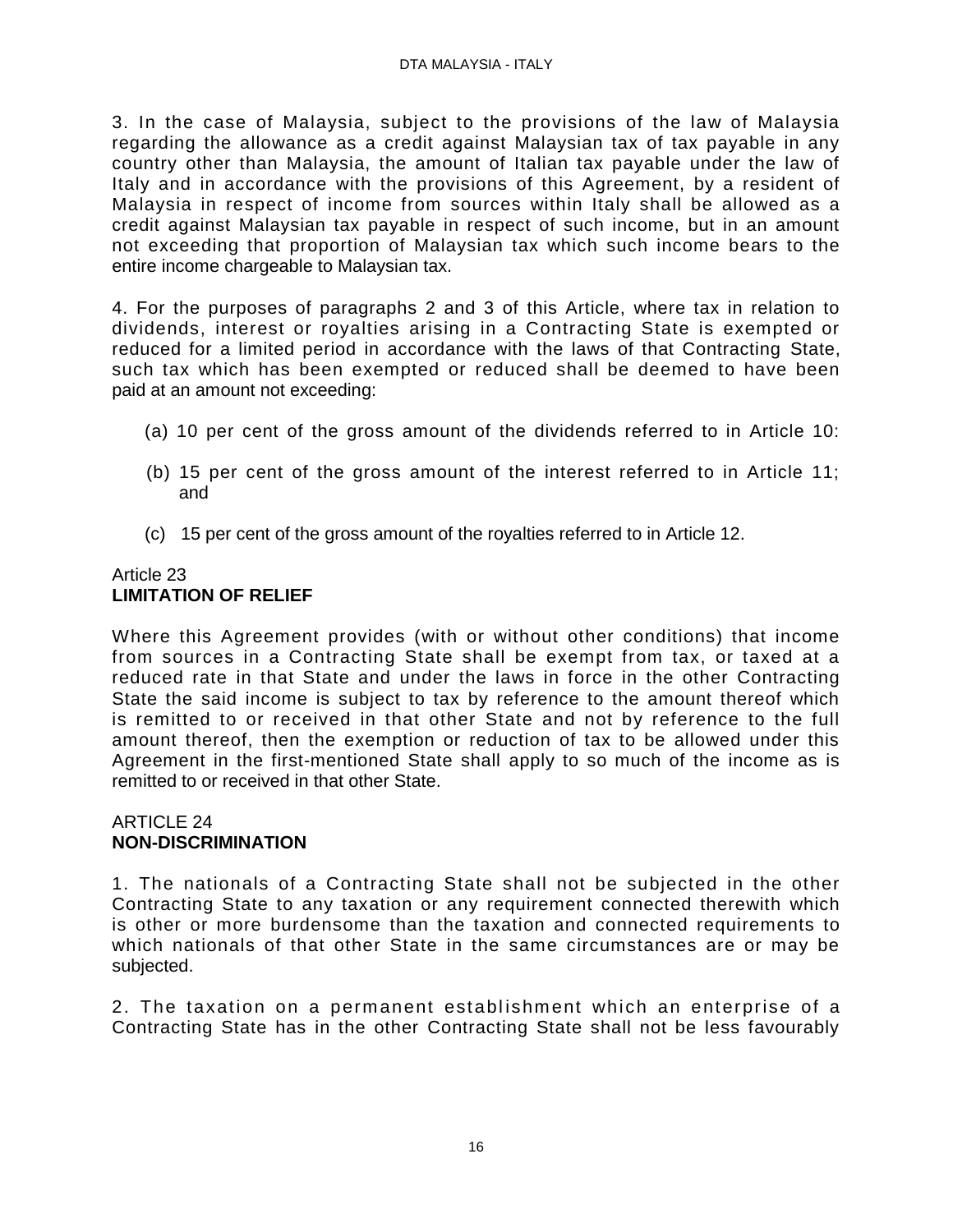3. In the case of Malaysia, subject to the provisions of the law of Malaysia regarding the allowance as a credit against Malaysian tax of tax payable in any country other than Malaysia, the amount of Italian tax payable under the law of Italy and in accordance with the provisions of this Agreement, by a resident of Malaysia in respect of income from sources within Italy shall be allowed as a credit against Malaysian tax payable in respect of such income, but in an amount not exceeding that proportion of Malaysian tax which such income bears to the entire income chargeable to Malaysian tax.

4. For the purposes of paragraphs 2 and 3 of this Article, where tax in relation to dividends, interest or royalties arising in a Contracting State is exempted or reduced for a limited period in accordance with the laws of that Contracting State, such tax which has been exempted or reduced shall be deemed to have been paid at an amount not exceeding:

(a) 10 per cent of the gross amount of the dividends referred to in Article 10:

(b) 15 per cent of the gross amount of the interest referred to in Article 11; and

(c) 15 per cent of the gross amount of the royalties referred to in Article 12.

Article 23
**LIMITATION OF RELIEF**

Where this Agreement provides (with or without other conditions) that income from sources in a Contracting State shall be exempt from tax, or taxed at a reduced rate in that State and under the laws in force in the other Contracting State the said income is subject to tax by reference to the amount thereof which is remitted to or received in that other State and not by reference to the full amount thereof, then the exemption or reduction of tax to be allowed under this Agreement in the first-mentioned State shall apply to so much of the income as is remitted to or received in that other State.

ARTICLE 24
**NON-DISCRIMINATION**

1. The nationals of a Contracting State shall not be subjected in the other Contracting State to any taxation or any requirement connected therewith which is other or more burdensome than the taxation and connected requirements to which nationals of that other State in the same circumstances are or may be subjected.

2. The taxation on a permanent establishment which an enterprise of a Contracting State has in the other Contracting State shall not be less favourably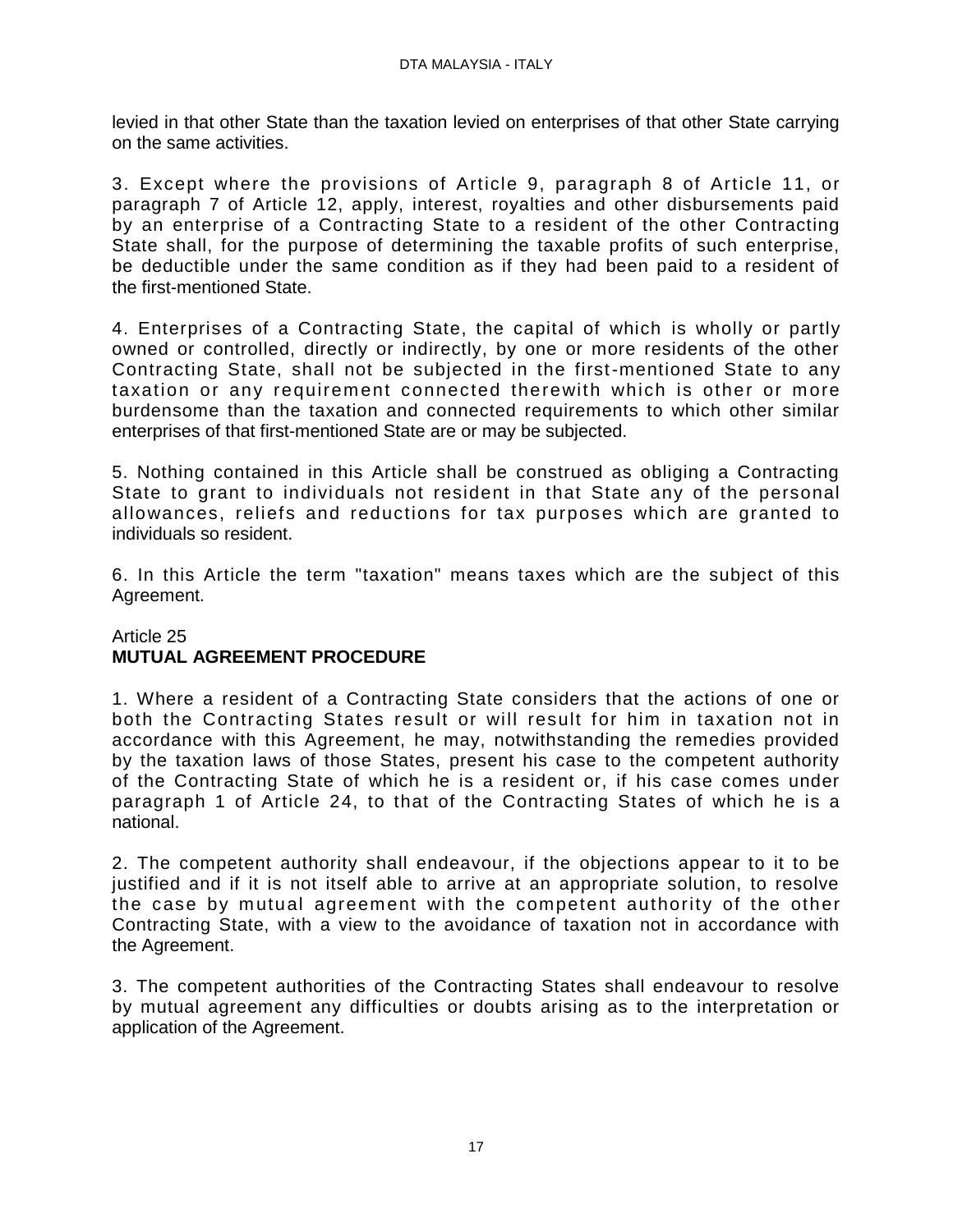levied in that other State than the taxation levied on enterprises of that other State carrying on the same activities.

3. Except where the provisions of Article 9, paragraph 8 of Article 11, or paragraph 7 of Article 12, apply, interest, royalties and other disbursements paid by an enterprise of a Contracting State to a resident of the other Contracting State shall, for the purpose of determining the taxable profits of such enterprise, be deductible under the same condition as if they had been paid to a resident of the first-mentioned State.

4. Enterprises of a Contracting State, the capital of which is wholly or partly owned or controlled, directly or indirectly, by one or more residents of the other Contracting State, shall not be subjected in the first-mentioned State to any taxation or any requirement connected therewith which is other or more burdensome than the taxation and connected requirements to which other similar enterprises of that first-mentioned State are or may be subjected.

5. Nothing contained in this Article shall be construed as obliging a Contracting State to grant to individuals not resident in that State any of the personal allowances, reliefs and reductions for tax purposes which are granted to individuals so resident.

6. In this Article the term "taxation" means taxes which are the subject of this Agreement.

Article 25
**MUTUAL AGREEMENT PROCEDURE**

1. Where a resident of a Contracting State considers that the actions of one or both the Contracting States result or will result for him in taxation not in accordance with this Agreement, he may, notwithstanding the remedies provided by the taxation laws of those States, present his case to the competent authority of the Contracting State of which he is a resident or, if his case comes under paragraph 1 of Article 24, to that of the Contracting States of which he is a national.

2. The competent authority shall endeavour, if the objections appear to it to be justified and if it is not itself able to arrive at an appropriate solution, to resolve the case by mutual agreement with the competent authority of the other Contracting State, with a view to the avoidance of taxation not in accordance with the Agreement.

3. The competent authorities of the Contracting States shall endeavour to resolve by mutual agreement any difficulties or doubts arising as to the interpretation or application of the Agreement.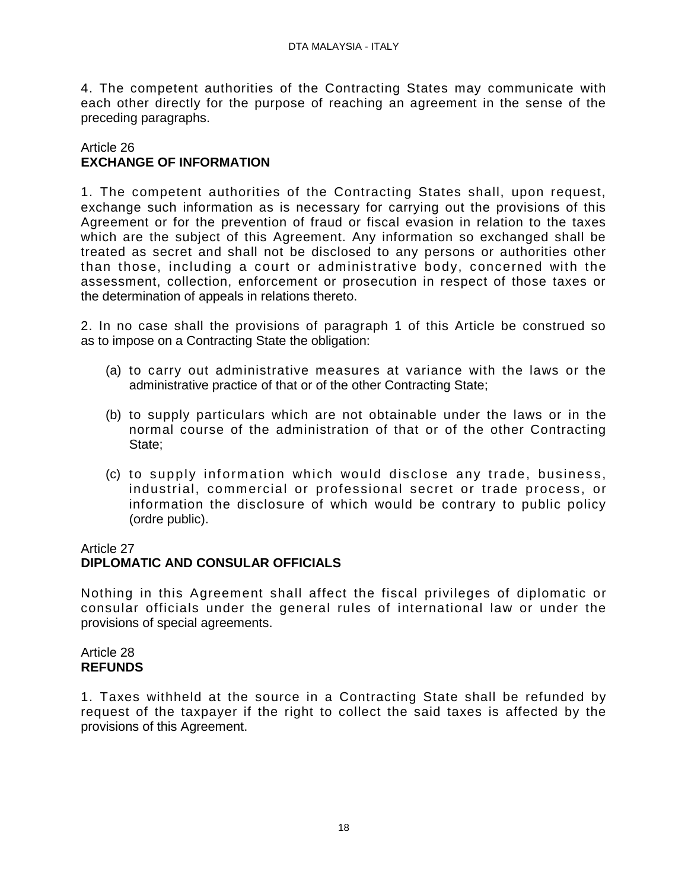4. The competent authorities of the Contracting States may communicate with each other directly for the purpose of reaching an agreement in the sense of the preceding paragraphs.

Article 26
**EXCHANGE OF INFORMATION**

1. The competent authorities of the Contracting States shall, upon request, exchange such information as is necessary for carrying out the provisions of this Agreement or for the prevention of fraud or fiscal evasion in relation to the taxes which are the subject of this Agreement. Any information so exchanged shall be treated as secret and shall not be disclosed to any persons or authorities other than those, including a court or administrative body, concerned with the assessment, collection, enforcement or prosecution in respect of those taxes or the determination of appeals in relations thereto.

2. In no case shall the provisions of paragraph 1 of this Article be construed so as to impose on a Contracting State the obligation:

(a) to carry out administrative measures at variance with the laws or the administrative practice of that or of the other Contracting State;

(b) to supply particulars which are not obtainable under the laws or in the normal course of the administration of that or of the other Contracting State;

(c) to supply information which would disclose any trade, business, industrial, commercial or professional secret or trade process, or information the disclosure of which would be contrary to public policy (ordre public).

Article 27
**DIPLOMATIC AND CONSULAR OFFICIALS**

Nothing in this Agreement shall affect the fiscal privileges of diplomatic or consular officials under the general rules of international law or under the provisions of special agreements.

Article 28
**REFUNDS**

1. Taxes withheld at the source in a Contracting State shall be refunded by request of the taxpayer if the right to collect the said taxes is affected by the provisions of this Agreement.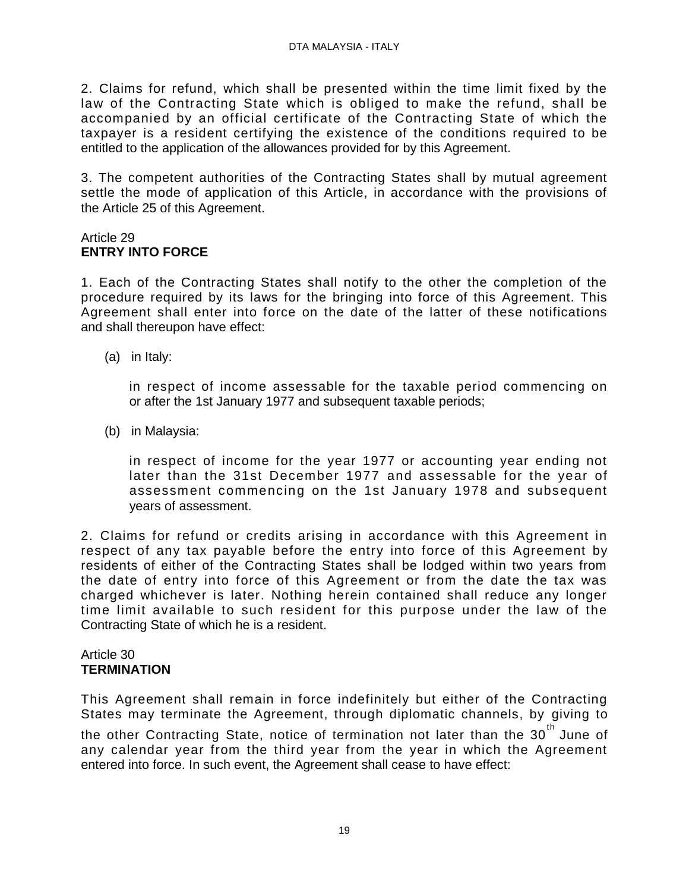2. Claims for refund, which shall be presented within the time limit fixed by the law of the Contracting State which is obliged to make the refund, shall be accompanied by an official certificate of the Contracting State of which the taxpayer is a resident certifying the existence of the conditions required to be entitled to the application of the allowances provided for by this Agreement.

3. The competent authorities of the Contracting States shall by mutual agreement settle the mode of application of this Article, in accordance with the provisions of the Article 25 of this Agreement.

Article 29
**ENTRY INTO FORCE**

1. Each of the Contracting States shall notify to the other the completion of the procedure required by its laws for the bringing into force of this Agreement. This Agreement shall enter into force on the date of the latter of these notifications and shall thereupon have effect:

(a) in Italy:

in respect of income assessable for the taxable period commencing on or after the 1st January 1977 and subsequent taxable periods;

(b) in Malaysia:

in respect of income for the year 1977 or accounting year ending not later than the 31st December 1977 and assessable for the year of assessment commencing on the 1st January 1978 and subsequent years of assessment.

2. Claims for refund or credits arising in accordance with this Agreement in respect of any tax payable before the entry into force of this Agreement by residents of either of the Contracting States shall be lodged within two years from the date of entry into force of this Agreement or from the date the tax was charged whichever is later. Nothing herein contained shall reduce any longer time limit available to such resident for this purpose under the law of the Contracting State of which he is a resident.

Article 30
**TERMINATION**

This Agreement shall remain in force indefinitely but either of the Contracting States may terminate the Agreement, through diplomatic channels, by giving to the other Contracting State, notice of termination not later than the 30th June of any calendar year from the third year from the year in which the Agreement entered into force. In such event, the Agreement shall cease to have effect: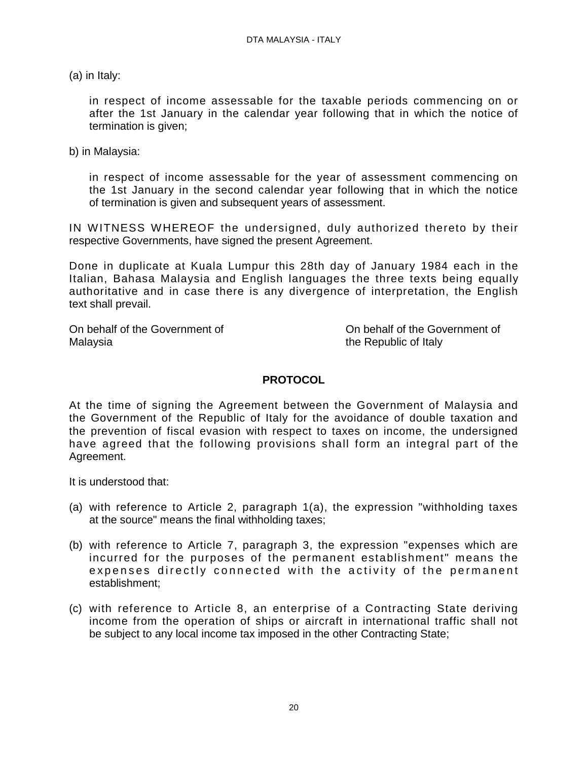(a) in Italy:

in respect of income assessable for the taxable periods commencing on or after the 1st January in the calendar year following that in which the notice of termination is given;

b) in Malaysia:

in respect of income assessable for the year of assessment commencing on the 1st January in the second calendar year following that in which the notice of termination is given and subsequent years of assessment.

IN WITNESS WHEREOF the undersigned, duly authorized thereto by their respective Governments, have signed the present Agreement.

Done in duplicate at Kuala Lumpur this 28th day of January 1984 each in the Italian, Bahasa Malaysia and English languages the three texts being equally authoritative and in case there is any divergence of interpretation, the English text shall prevail.

On behalf of the Government of Malaysia

On behalf of the Government of the Republic of Italy

**PROTOCOL**

At the time of signing the Agreement between the Government of Malaysia and the Government of the Republic of Italy for the avoidance of double taxation and the prevention of fiscal evasion with respect to taxes on income, the undersigned have agreed that the following provisions shall form an integral part of the Agreement.

It is understood that:

(a) with reference to Article 2, paragraph 1(a), the expression "withholding taxes at the source" means the final withholding taxes;

(b) with reference to Article 7, paragraph 3, the expression "expenses which are incurred for the purposes of the permanent establishment" means the expenses directly connected with the activity of the permanent establishment;

(c) with reference to Article 8, an enterprise of a Contracting State deriving income from the operation of ships or aircraft in international traffic shall not be subject to any local income tax imposed in the other Contracting State;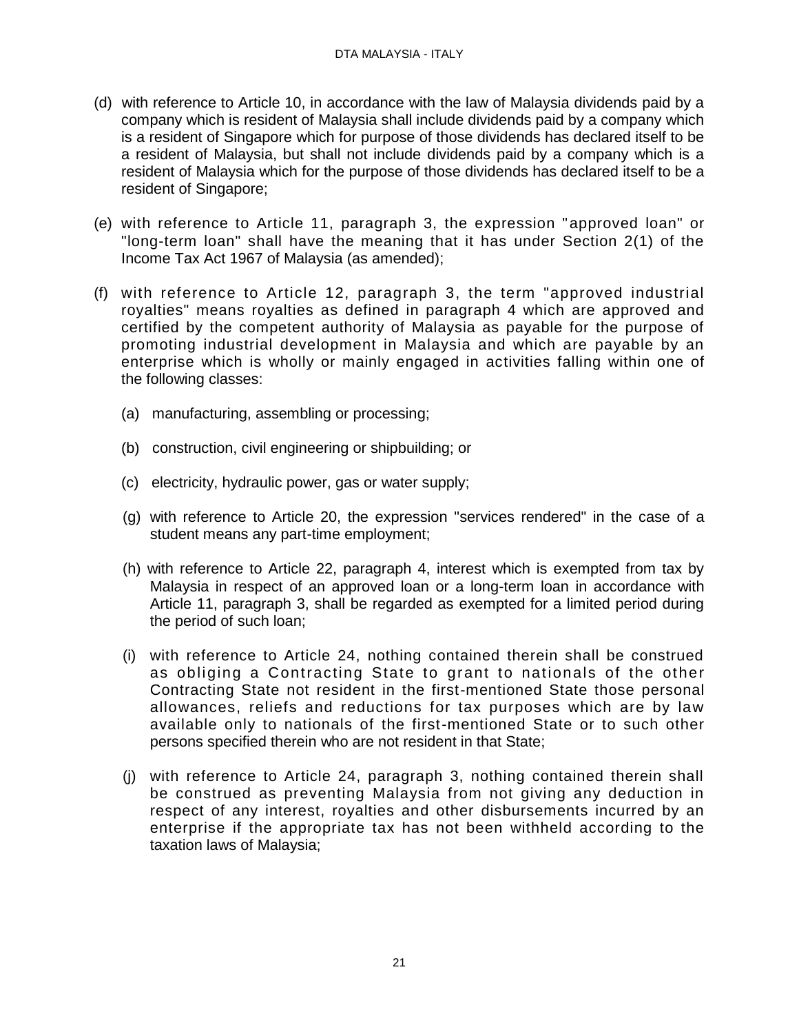(d) with reference to Article 10, in accordance with the law of Malaysia dividends paid by a company which is resident of Malaysia shall include dividends paid by a company which is a resident of Singapore which for purpose of those dividends has declared itself to be a resident of Malaysia, but shall not include dividends paid by a company which is a resident of Malaysia which for the purpose of those dividends has declared itself to be a resident of Singapore;

(e) with reference to Article 11, paragraph 3, the expression "approved loan" or "long-term loan" shall have the meaning that it has under Section 2(1) of the Income Tax Act 1967 of Malaysia (as amended);

(f) with reference to Article 12, paragraph 3, the term "approved industrial royalties" means royalties as defined in paragraph 4 which are approved and certified by the competent authority of Malaysia as payable for the purpose of promoting industrial development in Malaysia and which are payable by an enterprise which is wholly or mainly engaged in activities falling within one of the following classes:

   (a) manufacturing, assembling or processing;

   (b) construction, civil engineering or shipbuilding; or

   (c) electricity, hydraulic power, gas or water supply;

(g) with reference to Article 20, the expression "services rendered" in the case of a student means any part-time employment;

(h) with reference to Article 22, paragraph 4, interest which is exempted from tax by Malaysia in respect of an approved loan or a long-term loan in accordance with Article 11, paragraph 3, shall be regarded as exempted for a limited period during the period of such loan;

(i) with reference to Article 24, nothing contained therein shall be construed as obliging a Contracting State to grant to nationals of the other Contracting State not resident in the first-mentioned State those personal allowances, reliefs and reductions for tax purposes which are by law available only to nationals of the first-mentioned State or to such other persons specified therein who are not resident in that State;

(j) with reference to Article 24, paragraph 3, nothing contained therein shall be construed as preventing Malaysia from not giving any deduction in respect of any interest, royalties and other disbursements incurred by an enterprise if the appropriate tax has not been withheld according to the taxation laws of Malaysia;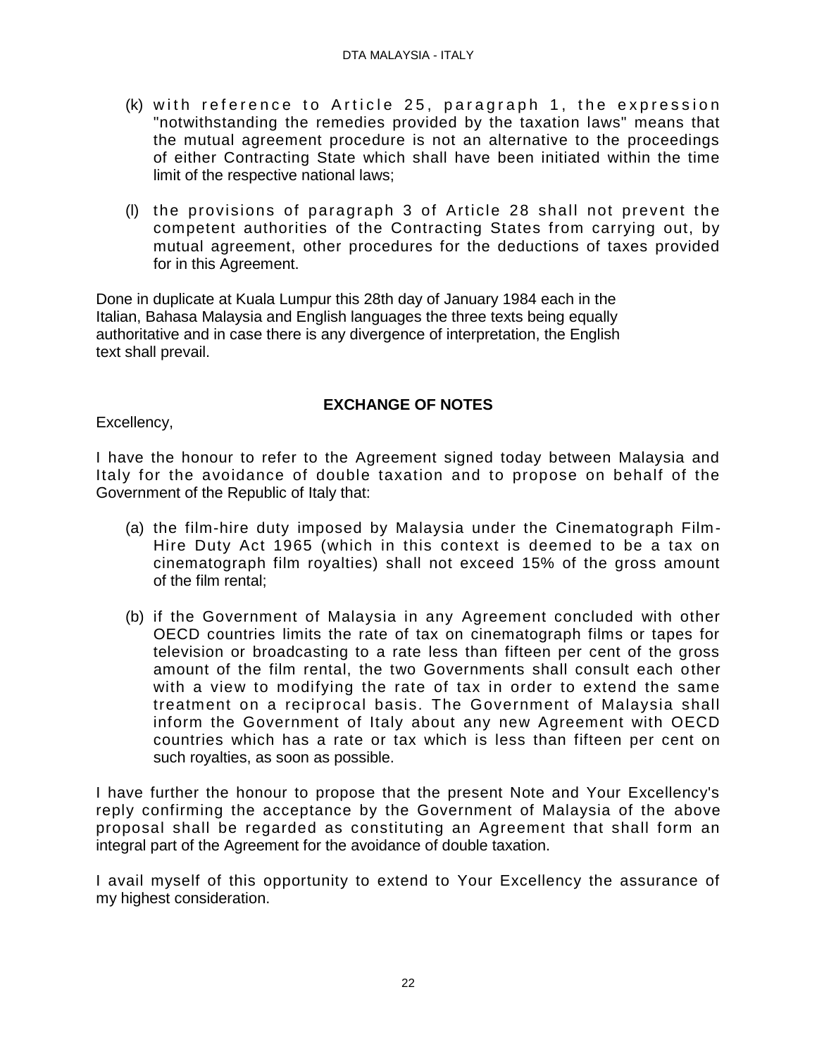(k) with reference to Article 25, paragraph 1, the expression "notwithstanding the remedies provided by the taxation laws" means that the mutual agreement procedure is not an alternative to the proceedings of either Contracting State which shall have been initiated within the time limit of the respective national laws;

(l) the provisions of paragraph 3 of Article 28 shall not prevent the competent authorities of the Contracting States from carrying out, by mutual agreement, other procedures for the deductions of taxes provided for in this Agreement.

Done in duplicate at Kuala Lumpur this 28th day of January 1984 each in the Italian, Bahasa Malaysia and English languages the three texts being equally authoritative and in case there is any divergence of interpretation, the English text shall prevail.

## EXCHANGE OF NOTES

Excellency,

I have the honour to refer to the Agreement signed today between Malaysia and Italy for the avoidance of double taxation and to propose on behalf of the Government of the Republic of Italy that:

(a) the film-hire duty imposed by Malaysia under the Cinematograph Film-Hire Duty Act 1965 (which in this context is deemed to be a tax on cinematograph film royalties) shall not exceed 15% of the gross amount of the film rental;

(b) if the Government of Malaysia in any Agreement concluded with other OECD countries limits the rate of tax on cinematograph films or tapes for television or broadcasting to a rate less than fifteen per cent of the gross amount of the film rental, the two Governments shall consult each other with a view to modifying the rate of tax in order to extend the same treatment on a reciprocal basis. The Government of Malaysia shall inform the Government of Italy about any new Agreement with OECD countries which has a rate or tax which is less than fifteen per cent on such royalties, as soon as possible.

I have further the honour to propose that the present Note and Your Excellency's reply confirming the acceptance by the Government of Malaysia of the above proposal shall be regarded as constituting an Agreement that shall form an integral part of the Agreement for the avoidance of double taxation.

I avail myself of this opportunity to extend to Your Excellency the assurance of my highest consideration.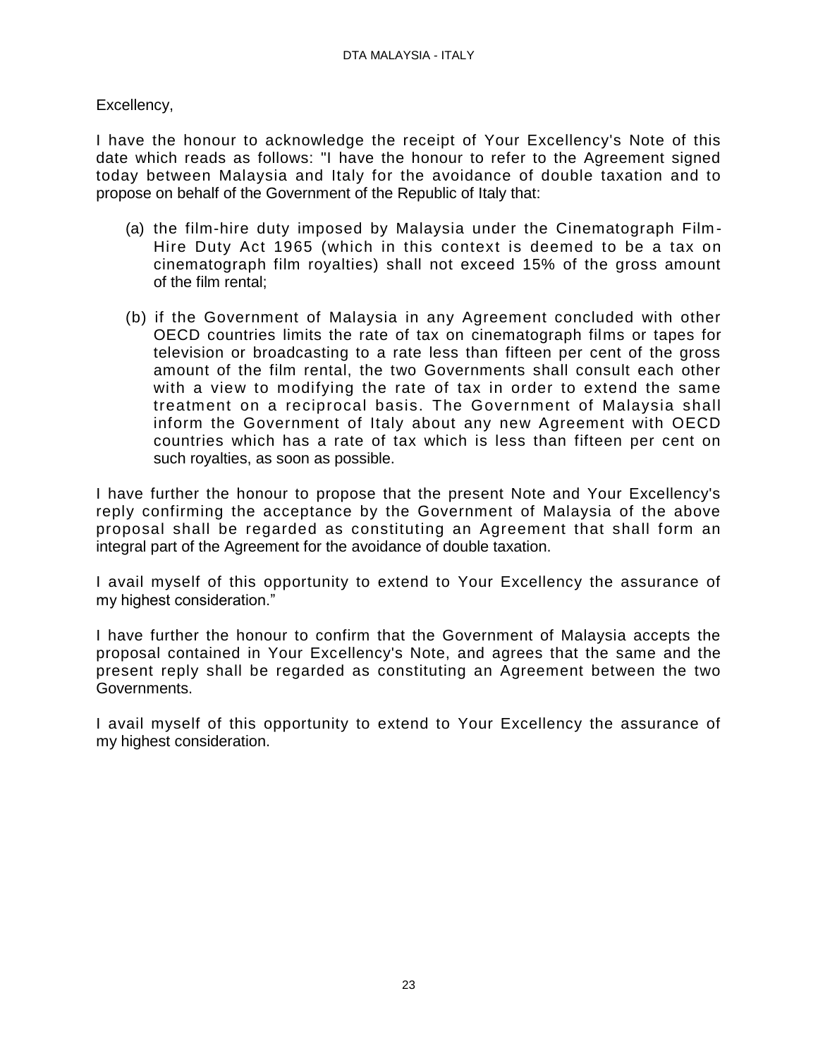Excellency,

I have the honour to acknowledge the receipt of Your Excellency's Note of this date which reads as follows: "I have the honour to refer to the Agreement signed today between Malaysia and Italy for the avoidance of double taxation and to propose on behalf of the Government of the Republic of Italy that:

(a) the film-hire duty imposed by Malaysia under the Cinematograph Film-Hire Duty Act 1965 (which in this context is deemed to be a tax on cinematograph film royalties) shall not exceed 15% of the gross amount of the film rental;

(b) if the Government of Malaysia in any Agreement concluded with other OECD countries limits the rate of tax on cinematograph films or tapes for television or broadcasting to a rate less than fifteen per cent of the gross amount of the film rental, the two Governments shall consult each other with a view to modifying the rate of tax in order to extend the same treatment on a reciprocal basis. The Government of Malaysia shall inform the Government of Italy about any new Agreement with OECD countries which has a rate of tax which is less than fifteen per cent on such royalties, as soon as possible.

I have further the honour to propose that the present Note and Your Excellency's reply confirming the acceptance by the Government of Malaysia of the above proposal shall be regarded as constituting an Agreement that shall form an integral part of the Agreement for the avoidance of double taxation.

I avail myself of this opportunity to extend to Your Excellency the assurance of my highest consideration."

I have further the honour to confirm that the Government of Malaysia accepts the proposal contained in Your Excellency's Note, and agrees that the same and the present reply shall be regarded as constituting an Agreement between the two Governments.

I avail myself of this opportunity to extend to Your Excellency the assurance of my highest consideration.